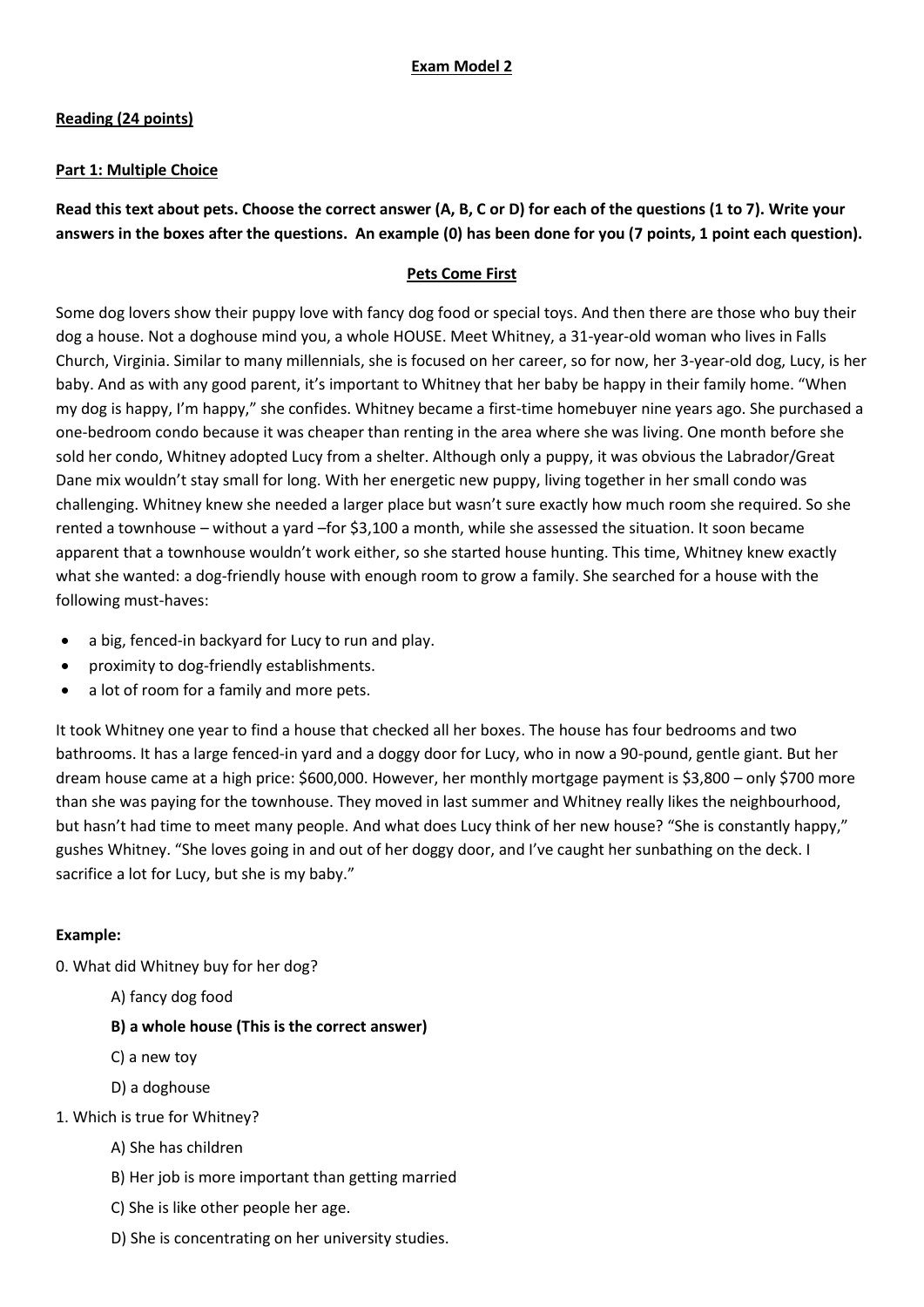**Exam Model 2**

**Reading (24 points)**

**Part 1: Multiple Choice**

**Read this text about pets. Choose the correct answer (A, B, C or D) for each of the questions (1 to 7). Write your answers in the boxes after the questions. An example (0) has been done for you (7 points, 1 point each question).**

**Pets Come First**

Some dog lovers show their puppy love with fancy dog food or special toys. And then there are those who buy their dog a house. Not a doghouse mind you, a whole HOUSE. Meet Whitney, a 31-year-old woman who lives in Falls Church, Virginia. Similar to many millennials, she is focused on her career, so for now, her 3-year-old dog, Lucy, is her baby. And as with any good parent, it's important to Whitney that her baby be happy in their family home. "When my dog is happy, I'm happy," she confides. Whitney became a first-time homebuyer nine years ago. She purchased a one-bedroom condo because it was cheaper than renting in the area where she was living. One month before she sold her condo, Whitney adopted Lucy from a shelter. Although only a puppy, it was obvious the Labrador/Great Dane mix wouldn't stay small for long. With her energetic new puppy, living together in her small condo was challenging. Whitney knew she needed a larger place but wasn't sure exactly how much room she required. So she rented a townhouse – without a yard –for $3,100 a month, while she assessed the situation. It soon became apparent that a townhouse wouldn't work either, so she started house hunting. This time, Whitney knew exactly what she wanted: a dog-friendly house with enough room to grow a family. She searched for a house with the following must-haves:

- a big, fenced-in backyard for Lucy to run and play.
- proximity to dog-friendly establishments.
- a lot of room for a family and more pets.

It took Whitney one year to find a house that checked all her boxes. The house has four bedrooms and two bathrooms. It has a large fenced-in yard and a doggy door for Lucy, who in now a 90-pound, gentle giant. But her dream house came at a high price: $600,000. However, her monthly mortgage payment is $3,800 – only $700 more than she was paying for the townhouse. They moved in last summer and Whitney really likes the neighbourhood, but hasn't had time to meet many people. And what does Lucy think of her new house? "She is constantly happy," gushes Whitney. "She loves going in and out of her doggy door, and I've caught her sunbathing on the deck. I sacrifice a lot for Lucy, but she is my baby."

**Example:**

0. What did Whitney buy for her dog?

    A) fancy dog food

    **B) a whole house (This is the correct answer)**

    C) a new toy

    D) a doghouse

1. Which is true for Whitney?

    A) She has children

    B) Her job is more important than getting married

    C) She is like other people her age.

    D) She is concentrating on her university studies.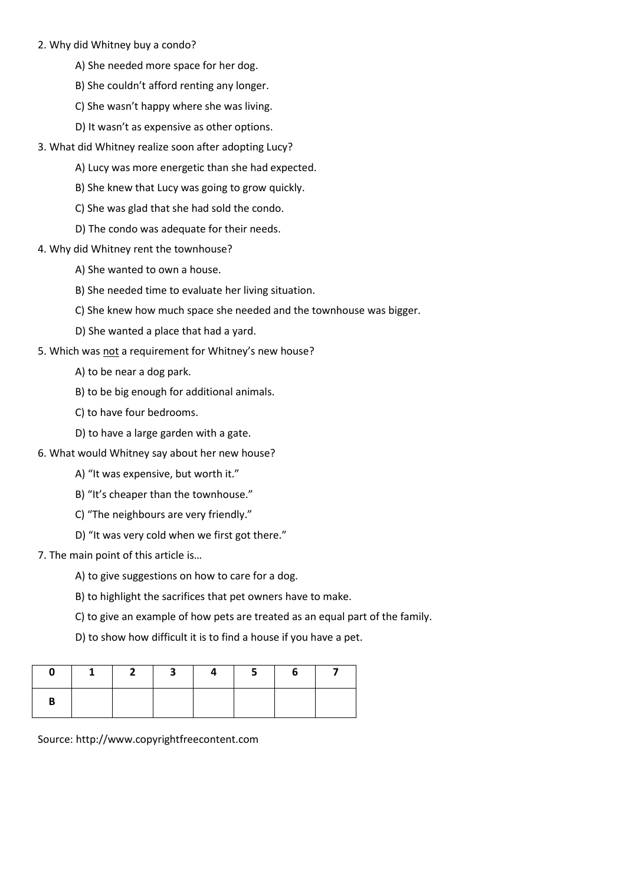2. Why did Whitney buy a condo?

    A) She needed more space for her dog.

    B) She couldn't afford renting any longer.

    C) She wasn't happy where she was living.

    D) It wasn't as expensive as other options.

3. What did Whitney realize soon after adopting Lucy?

    A) Lucy was more energetic than she had expected.

    B) She knew that Lucy was going to grow quickly.

    C) She was glad that she had sold the condo.

    D) The condo was adequate for their needs.

4. Why did Whitney rent the townhouse?

    A) She wanted to own a house.

    B) She needed time to evaluate her living situation.

    C) She knew how much space she needed and the townhouse was bigger.

    D) She wanted a place that had a yard.

5. Which was <u>not</u> a requirement for Whitney's new house?

    A) to be near a dog park.

    B) to be big enough for additional animals.

    C) to have four bedrooms.

    D) to have a large garden with a gate.

6. What would Whitney say about her new house?

    A) "It was expensive, but worth it."

    B) "It's cheaper than the townhouse."

    C) "The neighbours are very friendly."

    D) "It was very cold when we first got there."

7. The main point of this article is…

    A) to give suggestions on how to care for a dog.

    B) to highlight the sacrifices that pet owners have to make.

    C) to give an example of how pets are treated as an equal part of the family.

    D) to show how difficult it is to find a house if you have a pet.

| 0 | 1 | 2 | 3 | 4 | 5 | 6 | 7 |
|---|---|---|---|---|---|---|---|
| B | | | | | | | |

Source: http://www.copyrightfreecontent.com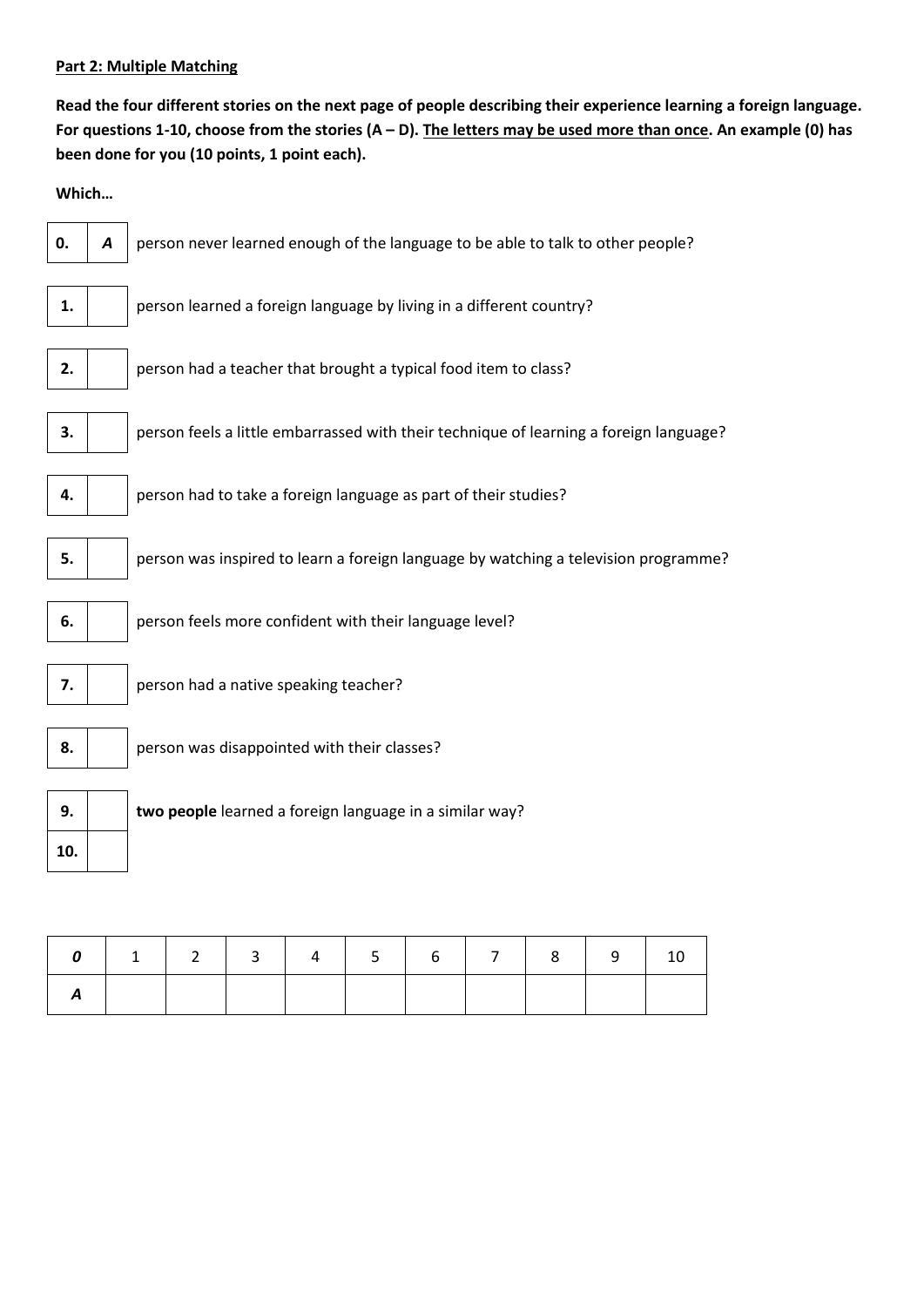**Part 2: Multiple Matching**

**Read the four different stories on the next page of people describing their experience learning a foreign language. For questions 1-10, choose from the stories (A – D). The letters may be used more than once. An example (0) has been done for you (10 points, 1 point each).**

**Which…**

| | | |
|---|---|---|
| **0.** | *A* | person never learned enough of the language to be able to talk to other people? |
| **1.** | | person learned a foreign language by living in a different country? |
| **2.** | | person had a teacher that brought a typical food item to class? |
| **3.** | | person feels a little embarrassed with their technique of learning a foreign language? |
| **4.** | | person had to take a foreign language as part of their studies? |
| **5.** | | person was inspired to learn a foreign language by watching a television programme? |
| **6.** | | person feels more confident with their language level? |
| **7.** | | person had a native speaking teacher? |
| **8.** | | person was disappointed with their classes? |
| **9.** | | **two people** learned a foreign language in a similar way? |
| **10.** | | |

| *0* | 1 | 2 | 3 | 4 | 5 | 6 | 7 | 8 | 9 | 10 |
|---|---|---|---|---|---|---|---|---|---|---|
| *A* | | | | | | | | | | |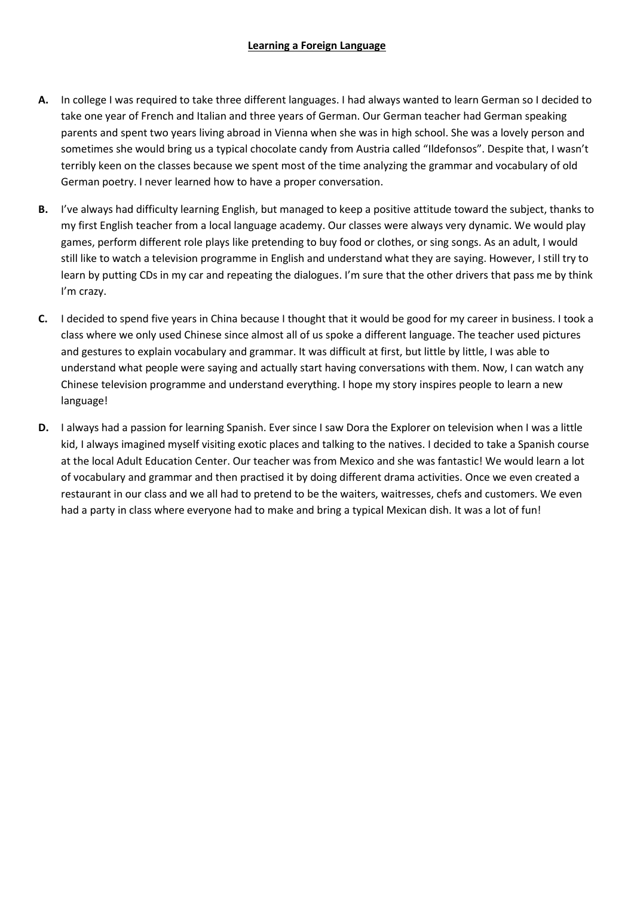# Learning a Foreign Language

**A.** In college I was required to take three different languages. I had always wanted to learn German so I decided to take one year of French and Italian and three years of German. Our German teacher had German speaking parents and spent two years living abroad in Vienna when she was in high school. She was a lovely person and sometimes she would bring us a typical chocolate candy from Austria called "Ildefonsos". Despite that, I wasn't terribly keen on the classes because we spent most of the time analyzing the grammar and vocabulary of old German poetry. I never learned how to have a proper conversation.

**B.** I've always had difficulty learning English, but managed to keep a positive attitude toward the subject, thanks to my first English teacher from a local language academy. Our classes were always very dynamic. We would play games, perform different role plays like pretending to buy food or clothes, or sing songs. As an adult, I would still like to watch a television programme in English and understand what they are saying. However, I still try to learn by putting CDs in my car and repeating the dialogues. I'm sure that the other drivers that pass me by think I'm crazy.

**C.** I decided to spend five years in China because I thought that it would be good for my career in business. I took a class where we only used Chinese since almost all of us spoke a different language. The teacher used pictures and gestures to explain vocabulary and grammar. It was difficult at first, but little by little, I was able to understand what people were saying and actually start having conversations with them. Now, I can watch any Chinese television programme and understand everything. I hope my story inspires people to learn a new language!

**D.** I always had a passion for learning Spanish. Ever since I saw Dora the Explorer on television when I was a little kid, I always imagined myself visiting exotic places and talking to the natives. I decided to take a Spanish course at the local Adult Education Center. Our teacher was from Mexico and she was fantastic! We would learn a lot of vocabulary and grammar and then practised it by doing different drama activities. Once we even created a restaurant in our class and we all had to pretend to be the waiters, waitresses, chefs and customers. We even had a party in class where everyone had to make and bring a typical Mexican dish. It was a lot of fun!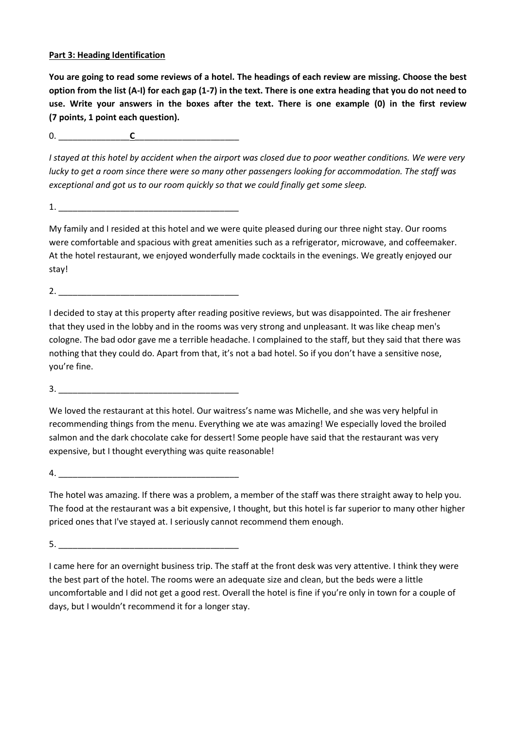**Part 3: Heading Identification**

**You are going to read some reviews of a hotel. The headings of each review are missing. Choose the best option from the list (A-I) for each gap (1-7) in the text. There is one extra heading that you do not need to use. Write your answers in the boxes after the text. There is one example (0) in the first review (7 points, 1 point each question).**

0. _______________**C**______________________

*I stayed at this hotel by accident when the airport was closed due to poor weather conditions. We were very lucky to get a room since there were so many other passengers looking for accommodation. The staff was exceptional and got us to our room quickly so that we could finally get some sleep.*

1. ______________________________________

My family and I resided at this hotel and we were quite pleased during our three night stay. Our rooms were comfortable and spacious with great amenities such as a refrigerator, microwave, and coffeemaker. At the hotel restaurant, we enjoyed wonderfully made cocktails in the evenings. We greatly enjoyed our stay!

2. ______________________________________

I decided to stay at this property after reading positive reviews, but was disappointed. The air freshener that they used in the lobby and in the rooms was very strong and unpleasant. It was like cheap men's cologne. The bad odor gave me a terrible headache. I complained to the staff, but they said that there was nothing that they could do. Apart from that, it's not a bad hotel. So if you don't have a sensitive nose, you're fine.

3. ______________________________________

We loved the restaurant at this hotel. Our waitress's name was Michelle, and she was very helpful in recommending things from the menu. Everything we ate was amazing! We especially loved the broiled salmon and the dark chocolate cake for dessert! Some people have said that the restaurant was very expensive, but I thought everything was quite reasonable!

4. ______________________________________

The hotel was amazing. If there was a problem, a member of the staff was there straight away to help you. The food at the restaurant was a bit expensive, I thought, but this hotel is far superior to many other higher priced ones that I've stayed at. I seriously cannot recommend them enough.

5. ______________________________________

I came here for an overnight business trip. The staff at the front desk was very attentive. I think they were the best part of the hotel. The rooms were an adequate size and clean, but the beds were a little uncomfortable and I did not get a good rest. Overall the hotel is fine if you're only in town for a couple of days, but I wouldn't recommend it for a longer stay.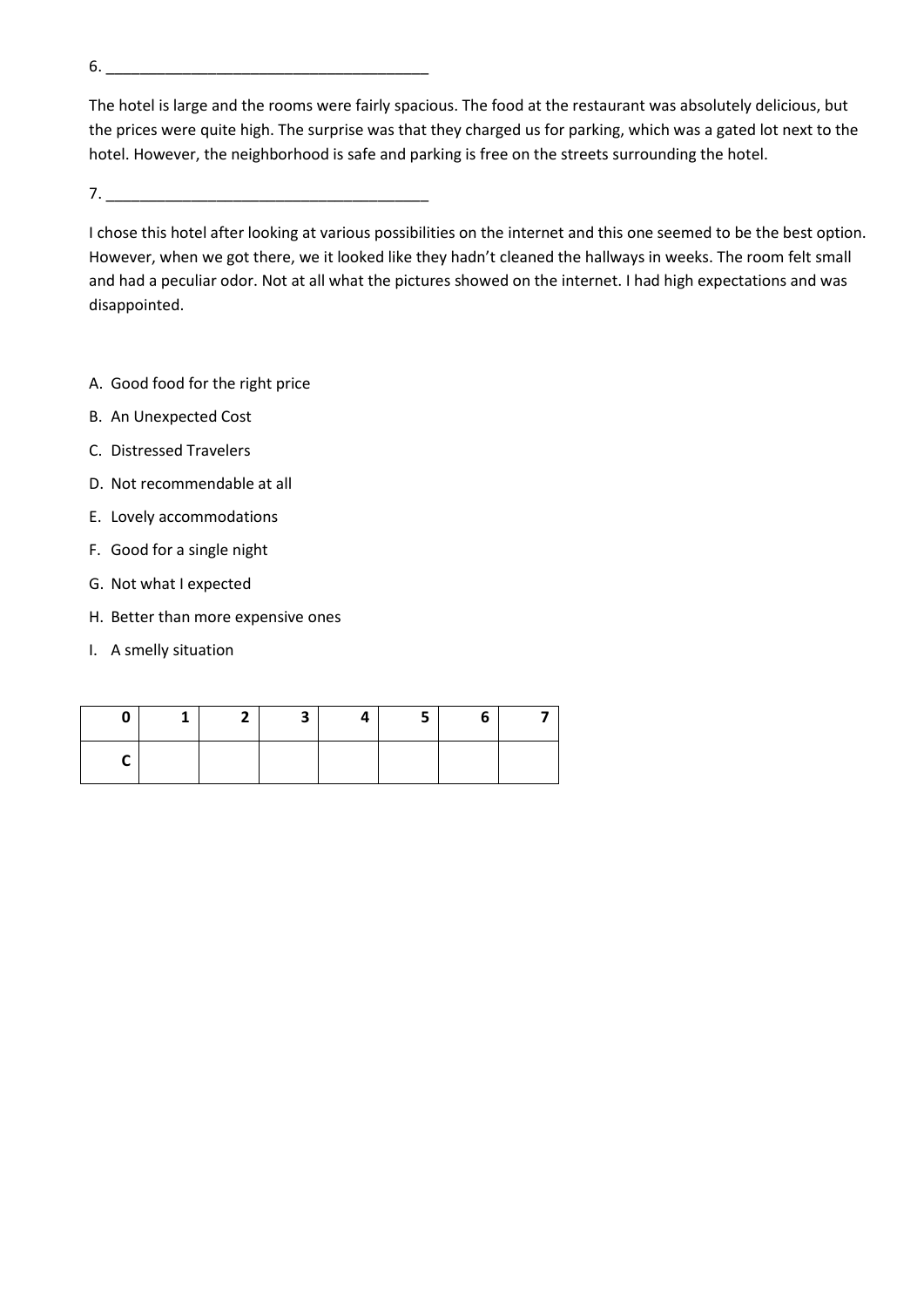6. _______________________________________

The hotel is large and the rooms were fairly spacious. The food at the restaurant was absolutely delicious, but the prices were quite high. The surprise was that they charged us for parking, which was a gated lot next to the hotel. However, the neighborhood is safe and parking is free on the streets surrounding the hotel.

7. _______________________________________

I chose this hotel after looking at various possibilities on the internet and this one seemed to be the best option. However, when we got there, we it looked like they hadn't cleaned the hallways in weeks. The room felt small and had a peculiar odor. Not at all what the pictures showed on the internet. I had high expectations and was disappointed.

A. Good food for the right price
B. An Unexpected Cost
C. Distressed Travelers
D. Not recommendable at all
E. Lovely accommodations
F. Good for a single night
G. Not what I expected
H. Better than more expensive ones
I. A smelly situation

| 0 | 1 | 2 | 3 | 4 | 5 | 6 | 7 |
|---|---|---|---|---|---|---|---|
| C | | | | | | | |